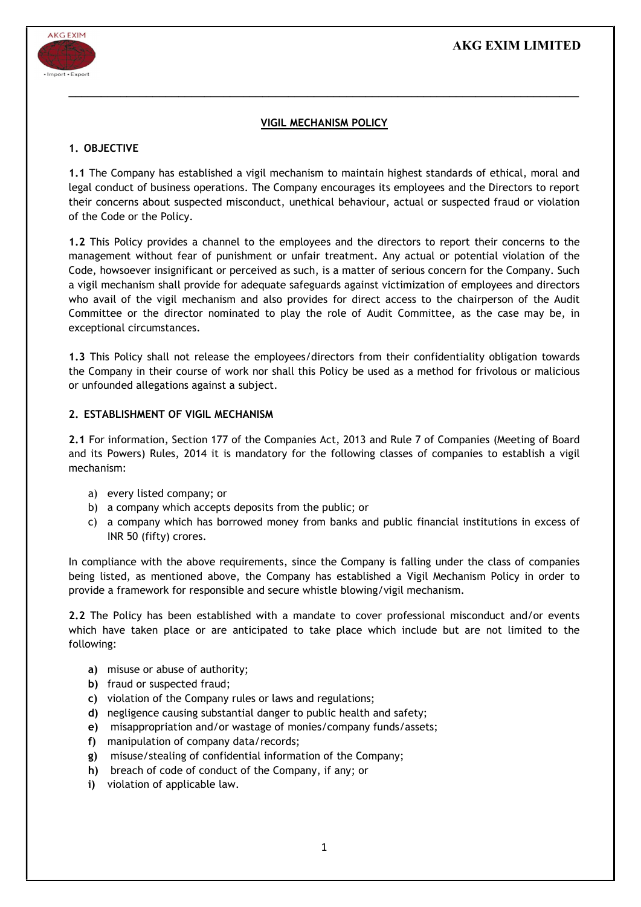## VIGIL MECHANISM POLICY

### 1. OBJECTIVE

**1.1** The Company has established a vigil mechanism to maintain highest standards of ethical, moral and legal conduct of business operations. The Company encourages its employees and the Directors to report their concerns about suspected misconduct, unethical behaviour, actual or suspected fraud or violation of the Code or the Policy.

**1.2** This Policy provides a channel to the employees and the directors to report their concerns to the management without fear of punishment or unfair treatment. Any actual or potential violation of the Code, howsoever insignificant or perceived as such, is a matter of serious concern for the Company. Such a vigil mechanism shall provide for adequate safeguards against victimization of employees and directors who avail of the vigil mechanism and also provides for direct access to the chairperson of the Audit Committee or the director nominated to play the role of Audit Committee, as the case may be, in exceptional circumstances.

**1.3** This Policy shall not release the employees/directors from their confidentiality obligation towards the Company in their course of work nor shall this Policy be used as a method for frivolous or malicious or unfounded allegations against a subject.

### 2. ESTABLISHMENT OF VIGIL MECHANISM

**2.1** For information, Section 177 of the Companies Act, 2013 and Rule 7 of Companies (Meeting of Board and its Powers) Rules, 2014 it is mandatory for the following classes of companies to establish a vigil mechanism:

a) every listed company; or
b) a company which accepts deposits from the public; or
c) a company which has borrowed money from banks and public financial institutions in excess of INR 50 (fifty) crores.

In compliance with the above requirements, since the Company is falling under the class of companies being listed, as mentioned above, the Company has established a Vigil Mechanism Policy in order to provide a framework for responsible and secure whistle blowing/vigil mechanism.

**2.2** The Policy has been established with a mandate to cover professional misconduct and/or events which have taken place or are anticipated to take place which include but are not limited to the following:

**a)** misuse or abuse of authority;
**b)** fraud or suspected fraud;
**c)** violation of the Company rules or laws and regulations;
**d)** negligence causing substantial danger to public health and safety;
**e)** misappropriation and/or wastage of monies/company funds/assets;
**f)** manipulation of company data/records;
**g)** misuse/stealing of confidential information of the Company;
**h)** breach of code of conduct of the Company, if any; or
**i)** violation of applicable law.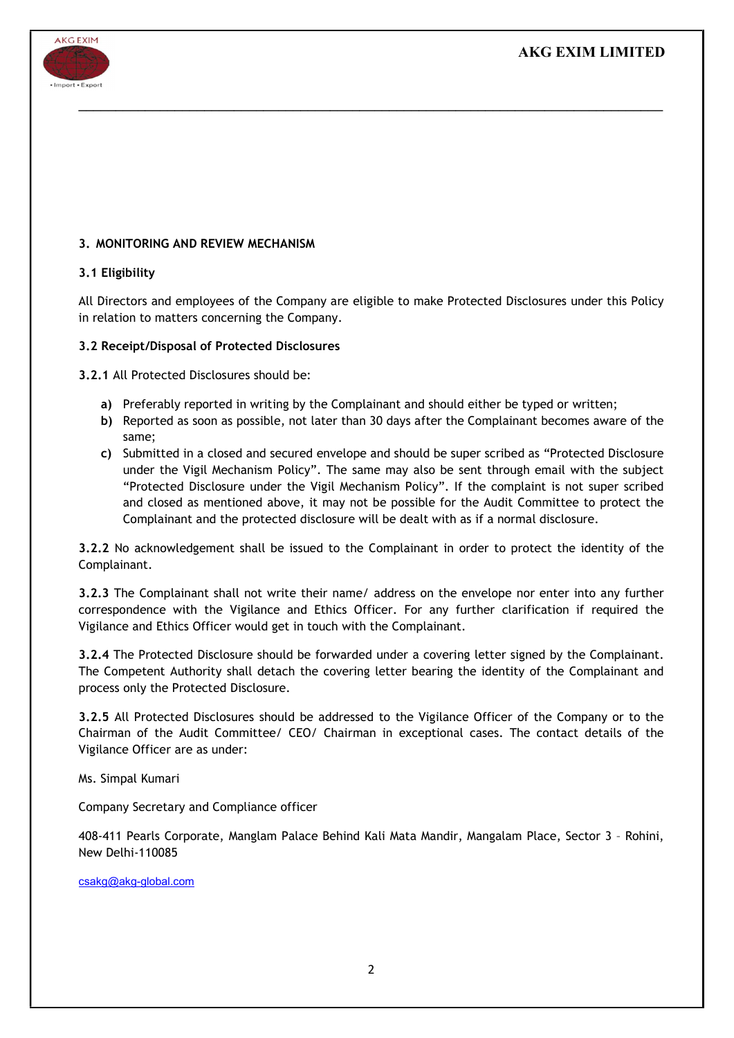## 3. MONITORING AND REVIEW MECHANISM

### 3.1 Eligibility

All Directors and employees of the Company are eligible to make Protected Disclosures under this Policy in relation to matters concerning the Company.

### 3.2 Receipt/Disposal of Protected Disclosures

**3.2.1** All Protected Disclosures should be:

- **a)** Preferably reported in writing by the Complainant and should either be typed or written;
- **b)** Reported as soon as possible, not later than 30 days after the Complainant becomes aware of the same;
- **c)** Submitted in a closed and secured envelope and should be super scribed as "Protected Disclosure under the Vigil Mechanism Policy". The same may also be sent through email with the subject "Protected Disclosure under the Vigil Mechanism Policy". If the complaint is not super scribed and closed as mentioned above, it may not be possible for the Audit Committee to protect the Complainant and the protected disclosure will be dealt with as if a normal disclosure.

**3.2.2** No acknowledgement shall be issued to the Complainant in order to protect the identity of the Complainant.

**3.2.3** The Complainant shall not write their name/ address on the envelope nor enter into any further correspondence with the Vigilance and Ethics Officer. For any further clarification if required the Vigilance and Ethics Officer would get in touch with the Complainant.

**3.2.4** The Protected Disclosure should be forwarded under a covering letter signed by the Complainant. The Competent Authority shall detach the covering letter bearing the identity of the Complainant and process only the Protected Disclosure.

**3.2.5** All Protected Disclosures should be addressed to the Vigilance Officer of the Company or to the Chairman of the Audit Committee/ CEO/ Chairman in exceptional cases. The contact details of the Vigilance Officer are as under:

Ms. Simpal Kumari

Company Secretary and Compliance officer

408-411 Pearls Corporate, Manglam Palace Behind Kali Mata Mandir, Mangalam Place, Sector 3 – Rohini, New Delhi-110085

csakg@akg-global.com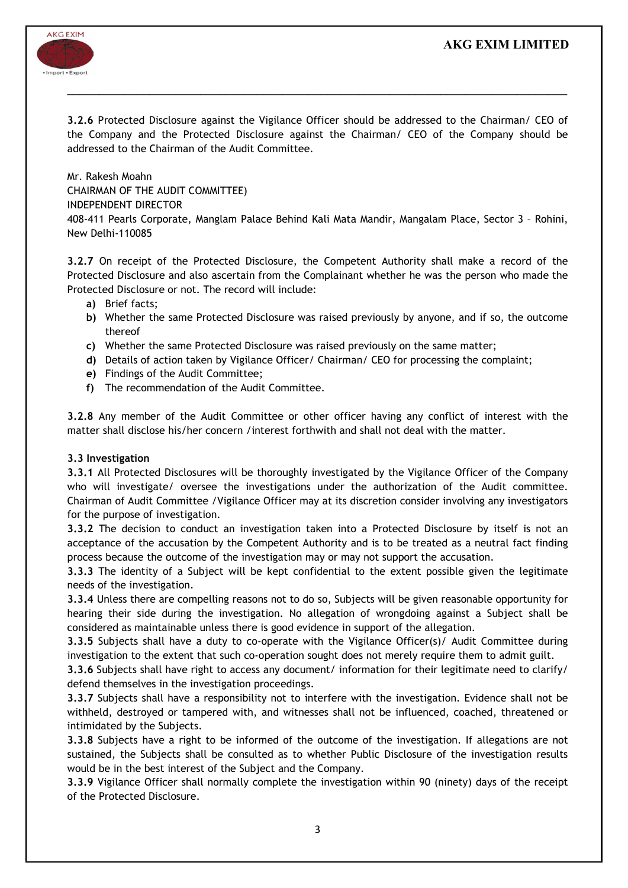**3.2.6** Protected Disclosure against the Vigilance Officer should be addressed to the Chairman/ CEO of the Company and the Protected Disclosure against the Chairman/ CEO of the Company should be addressed to the Chairman of the Audit Committee.

Mr. Rakesh Moahn
CHAIRMAN OF THE AUDIT COMMITTEE)
INDEPENDENT DIRECTOR
408-411 Pearls Corporate, Manglam Palace Behind Kali Mata Mandir, Mangalam Place, Sector 3 – Rohini, New Delhi-110085

**3.2.7** On receipt of the Protected Disclosure, the Competent Authority shall make a record of the Protected Disclosure and also ascertain from the Complainant whether he was the person who made the Protected Disclosure or not. The record will include:

- **a)** Brief facts;
- **b)** Whether the same Protected Disclosure was raised previously by anyone, and if so, the outcome thereof
- **c)** Whether the same Protected Disclosure was raised previously on the same matter;
- **d)** Details of action taken by Vigilance Officer/ Chairman/ CEO for processing the complaint;
- **e)** Findings of the Audit Committee;
- **f)** The recommendation of the Audit Committee.

**3.2.8** Any member of the Audit Committee or other officer having any conflict of interest with the matter shall disclose his/her concern /interest forthwith and shall not deal with the matter.

**3.3 Investigation**

**3.3.1** All Protected Disclosures will be thoroughly investigated by the Vigilance Officer of the Company who will investigate/ oversee the investigations under the authorization of the Audit committee. Chairman of Audit Committee /Vigilance Officer may at its discretion consider involving any investigators for the purpose of investigation.

**3.3.2** The decision to conduct an investigation taken into a Protected Disclosure by itself is not an acceptance of the accusation by the Competent Authority and is to be treated as a neutral fact finding process because the outcome of the investigation may or may not support the accusation.

**3.3.3** The identity of a Subject will be kept confidential to the extent possible given the legitimate needs of the investigation.

**3.3.4** Unless there are compelling reasons not to do so, Subjects will be given reasonable opportunity for hearing their side during the investigation. No allegation of wrongdoing against a Subject shall be considered as maintainable unless there is good evidence in support of the allegation.

**3.3.5** Subjects shall have a duty to co-operate with the Vigilance Officer(s)/ Audit Committee during investigation to the extent that such co-operation sought does not merely require them to admit guilt.

**3.3.6** Subjects shall have right to access any document/ information for their legitimate need to clarify/ defend themselves in the investigation proceedings.

**3.3.7** Subjects shall have a responsibility not to interfere with the investigation. Evidence shall not be withheld, destroyed or tampered with, and witnesses shall not be influenced, coached, threatened or intimidated by the Subjects.

**3.3.8** Subjects have a right to be informed of the outcome of the investigation. If allegations are not sustained, the Subjects shall be consulted as to whether Public Disclosure of the investigation results would be in the best interest of the Subject and the Company.

**3.3.9** Vigilance Officer shall normally complete the investigation within 90 (ninety) days of the receipt of the Protected Disclosure.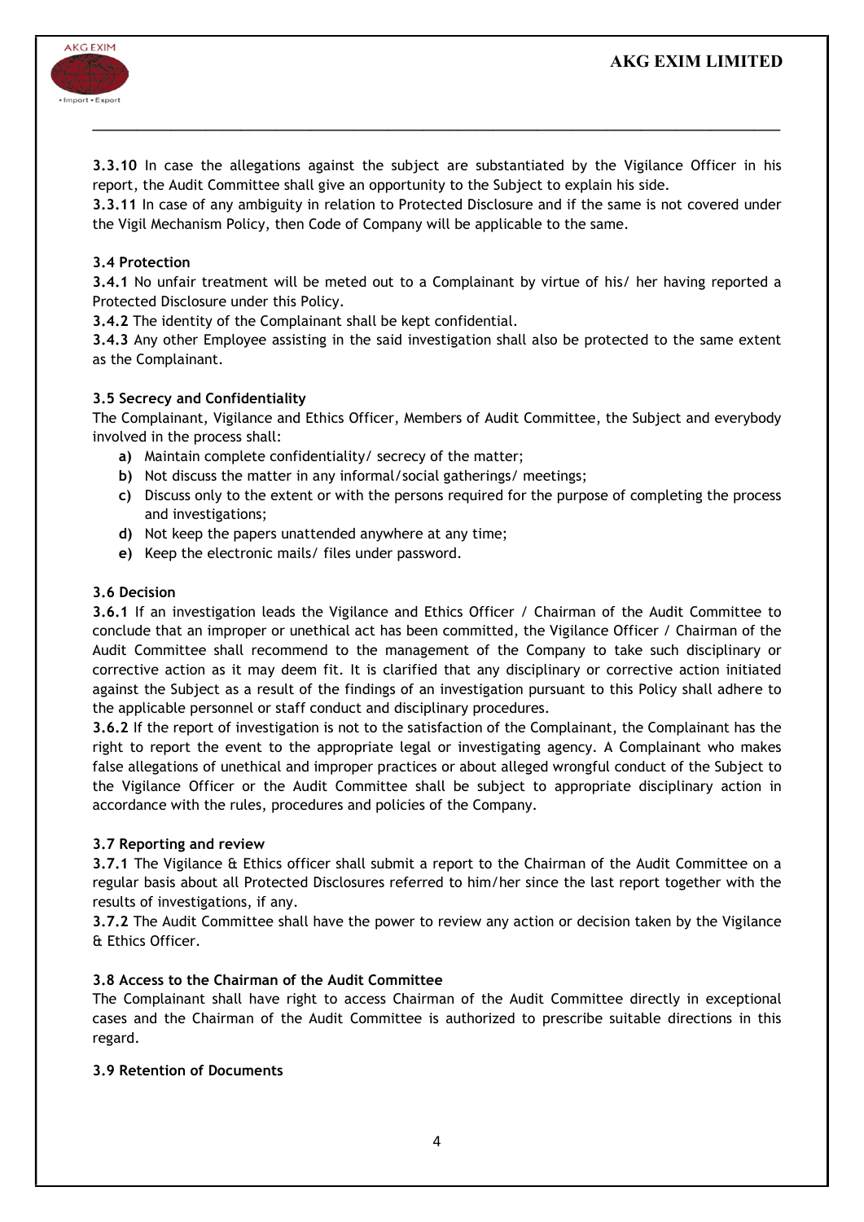**3.3.10** In case the allegations against the subject are substantiated by the Vigilance Officer in his report, the Audit Committee shall give an opportunity to the Subject to explain his side.

**3.3.11** In case of any ambiguity in relation to Protected Disclosure and if the same is not covered under the Vigil Mechanism Policy, then Code of Company will be applicable to the same.

**3.4 Protection**

**3.4.1** No unfair treatment will be meted out to a Complainant by virtue of his/ her having reported a Protected Disclosure under this Policy.

**3.4.2** The identity of the Complainant shall be kept confidential.

**3.4.3** Any other Employee assisting in the said investigation shall also be protected to the same extent as the Complainant.

**3.5 Secrecy and Confidentiality**

The Complainant, Vigilance and Ethics Officer, Members of Audit Committee, the Subject and everybody involved in the process shall:

- **a)** Maintain complete confidentiality/ secrecy of the matter;
- **b)** Not discuss the matter in any informal/social gatherings/ meetings;
- **c)** Discuss only to the extent or with the persons required for the purpose of completing the process and investigations;
- **d)** Not keep the papers unattended anywhere at any time;
- **e)** Keep the electronic mails/ files under password.

**3.6 Decision**

**3.6.1** If an investigation leads the Vigilance and Ethics Officer / Chairman of the Audit Committee to conclude that an improper or unethical act has been committed, the Vigilance Officer / Chairman of the Audit Committee shall recommend to the management of the Company to take such disciplinary or corrective action as it may deem fit. It is clarified that any disciplinary or corrective action initiated against the Subject as a result of the findings of an investigation pursuant to this Policy shall adhere to the applicable personnel or staff conduct and disciplinary procedures.

**3.6.2** If the report of investigation is not to the satisfaction of the Complainant, the Complainant has the right to report the event to the appropriate legal or investigating agency. A Complainant who makes false allegations of unethical and improper practices or about alleged wrongful conduct of the Subject to the Vigilance Officer or the Audit Committee shall be subject to appropriate disciplinary action in accordance with the rules, procedures and policies of the Company.

**3.7 Reporting and review**

**3.7.1** The Vigilance & Ethics officer shall submit a report to the Chairman of the Audit Committee on a regular basis about all Protected Disclosures referred to him/her since the last report together with the results of investigations, if any.

**3.7.2** The Audit Committee shall have the power to review any action or decision taken by the Vigilance & Ethics Officer.

**3.8 Access to the Chairman of the Audit Committee**

The Complainant shall have right to access Chairman of the Audit Committee directly in exceptional cases and the Chairman of the Audit Committee is authorized to prescribe suitable directions in this regard.

**3.9 Retention of Documents**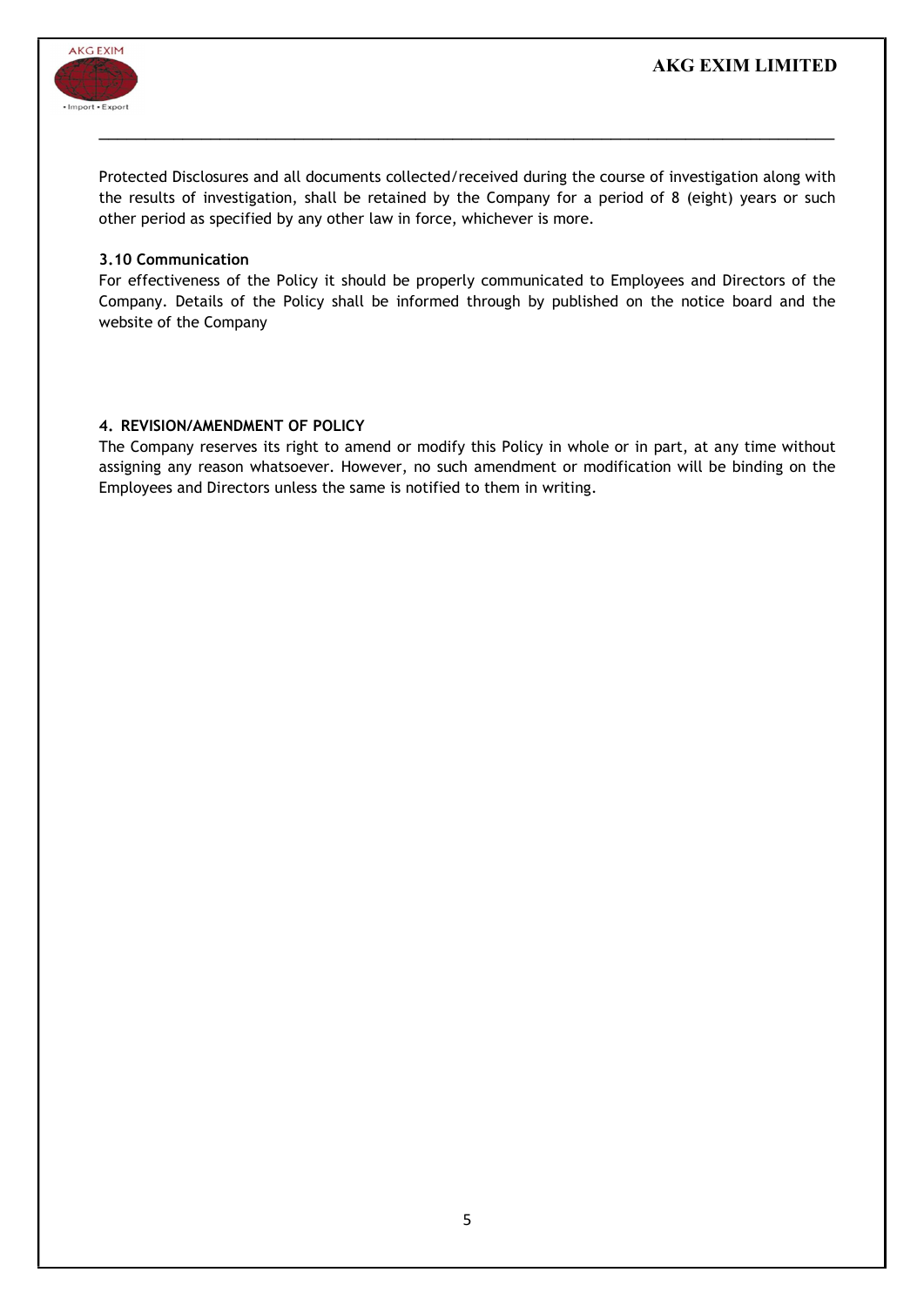Protected Disclosures and all documents collected/received during the course of investigation along with the results of investigation, shall be retained by the Company for a period of 8 (eight) years or such other period as specified by any other law in force, whichever is more.

### 3.10 Communication

For effectiveness of the Policy it should be properly communicated to Employees and Directors of the Company. Details of the Policy shall be informed through by published on the notice board and the website of the Company

## 4. REVISION/AMENDMENT OF POLICY

The Company reserves its right to amend or modify this Policy in whole or in part, at any time without assigning any reason whatsoever. However, no such amendment or modification will be binding on the Employees and Directors unless the same is notified to them in writing.